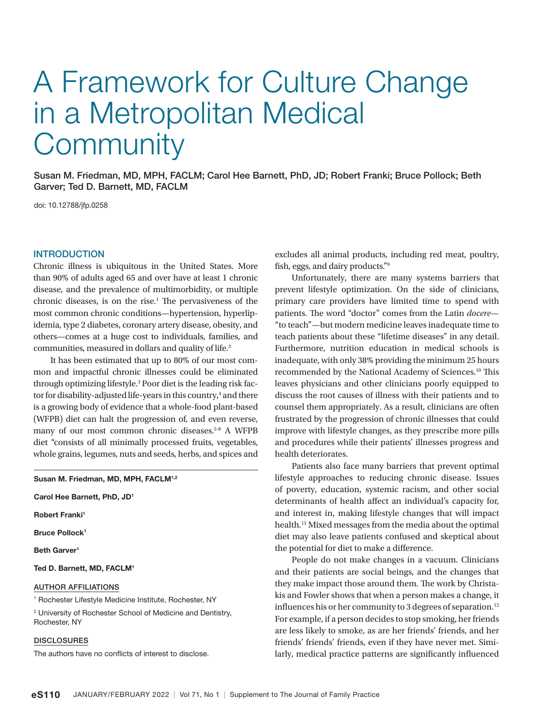# A Framework for Culture Change in a Metropolitan Medical Community

Susan M. Friedman, MD, MPH, FACLM; Carol Hee Barnett, PhD, JD; Robert Franki; Bruce Pollock; Beth Garver; Ted D. Barnett, MD, FACLM

doi: 10.12788/jfp.0258

**Susan M. Friedman, MD, MPH, FACLM[1,2]**

**Carol Hee Barnett, PhD, JD[1]**

**Robert Franki[1]**

**Bruce Pollock[1]**

**Beth Garver[1]**

**Ted D. Barnett, MD, FACLM[1]**

AUTHOR AFFILIATIONS

[1] Rochester Lifestyle Medicine Institute, Rochester, NY

[2] University of Rochester School of Medicine and Dentistry, Rochester, NY

DISCLOSURES

The authors have no conflicts of interest to disclose.

## INTRODUCTION

Chronic illness is ubiquitous in the United States. More than 90% of adults aged 65 and over have at least 1 chronic disease, and the prevalence of multimorbidity, or multiple chronic diseases, is on the rise.[1] The pervasiveness of the most common chronic conditions—hypertension, hyperlipidemia, type 2 diabetes, coronary artery disease, obesity, and others—comes at a huge cost to individuals, families, and communities, measured in dollars and quality of life.[2]

It has been estimated that up to 80% of our most common and impactful chronic illnesses could be eliminated through optimizing lifestyle.[3] Poor diet is the leading risk factor for disability-adjusted life-years in this country,[4] and there is a growing body of evidence that a whole-food plant-based (WFPB) diet can halt the progression of, and even reverse, many of our most common chronic diseases.[5-8] A WFPB diet "consists of all minimally processed fruits, vegetables, whole grains, legumes, nuts and seeds, herbs, and spices and excludes all animal products, including red meat, poultry, fish, eggs, and dairy products."[9]

Unfortunately, there are many systems barriers that prevent lifestyle optimization. On the side of clinicians, primary care providers have limited time to spend with patients. The word "doctor" comes from the Latin *docere*—"to teach"—but modern medicine leaves inadequate time to teach patients about these "lifetime diseases" in any detail. Furthermore, nutrition education in medical schools is inadequate, with only 38% providing the minimum 25 hours recommended by the National Academy of Sciences.[10] This leaves physicians and other clinicians poorly equipped to discuss the root causes of illness with their patients and to counsel them appropriately. As a result, clinicians are often frustrated by the progression of chronic illnesses that could improve with lifestyle changes, as they prescribe more pills and procedures while their patients' illnesses progress and health deteriorates.

Patients also face many barriers that prevent optimal lifestyle approaches to reducing chronic disease. Issues of poverty, education, systemic racism, and other social determinants of health affect an individual's capacity for, and interest in, making lifestyle changes that will impact health.[11] Mixed messages from the media about the optimal diet may also leave patients confused and skeptical about the potential for diet to make a difference.

People do not make changes in a vacuum. Clinicians and their patients are social beings, and the changes that they make impact those around them. The work by Christakis and Fowler shows that when a person makes a change, it influences his or her community to 3 degrees of separation.[12] For example, if a person decides to stop smoking, her friends are less likely to smoke, as are her friends' friends, and her friends' friends' friends, even if they have never met. Similarly, medical practice patterns are significantly influenced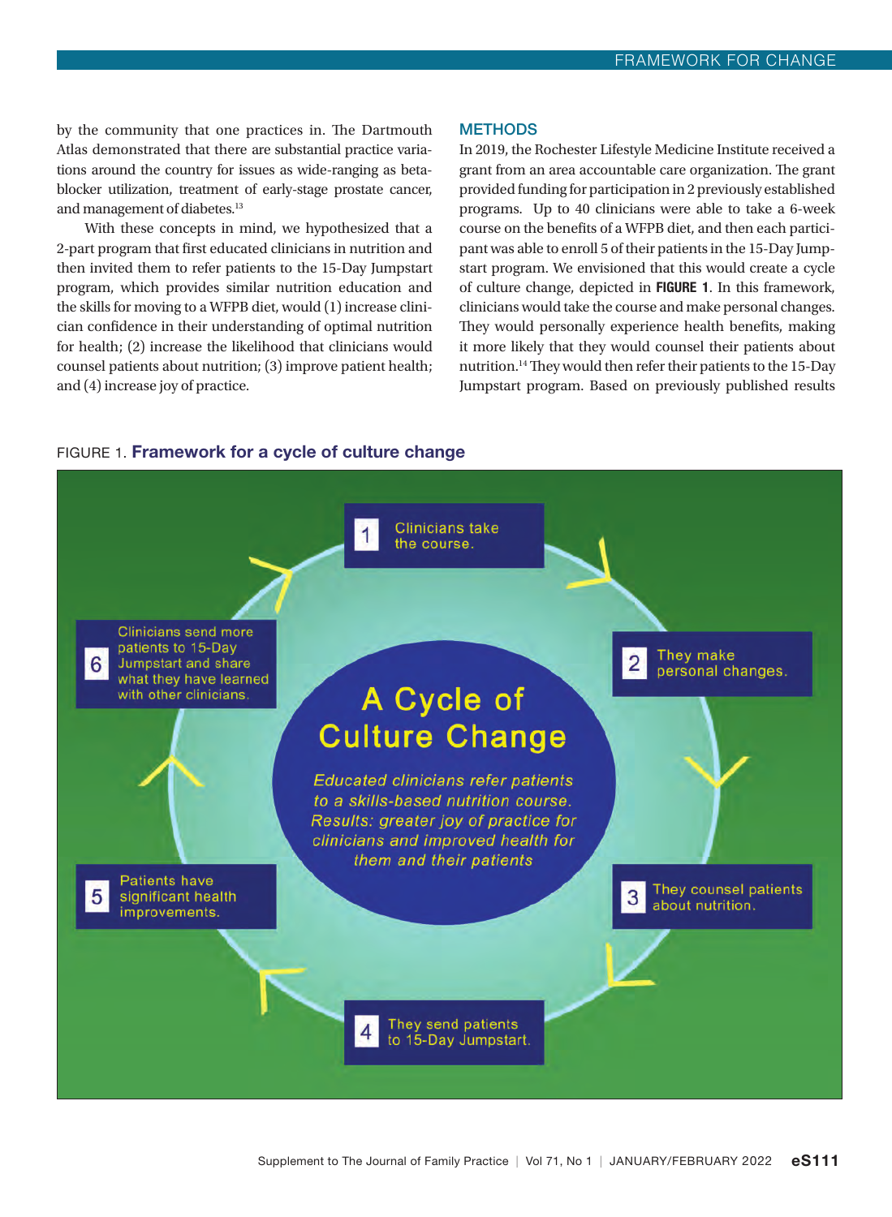by the community that one practices in. The Dartmouth Atlas demonstrated that there are substantial practice variations around the country for issues as wide-ranging as beta-blocker utilization, treatment of early-stage prostate cancer, and management of diabetes.[13]

With these concepts in mind, we hypothesized that a 2-part program that first educated clinicians in nutrition and then invited them to refer patients to the 15-Day Jumpstart program, which provides similar nutrition education and the skills for moving to a WFPB diet, would (1) increase clinician confidence in their understanding of optimal nutrition for health; (2) increase the likelihood that clinicians would counsel patients about nutrition; (3) improve patient health; and (4) increase joy of practice.

## METHODS

In 2019, the Rochester Lifestyle Medicine Institute received a grant from an area accountable care organization. The grant provided funding for participation in 2 previously established programs. Up to 40 clinicians were able to take a 6-week course on the benefits of a WFPB diet, and then each participant was able to enroll 5 of their patients in the 15-Day Jumpstart program. We envisioned that this would create a cycle of culture change, depicted in **FIGURE 1**. In this framework, clinicians would take the course and make personal changes. They would personally experience health benefits, making it more likely that they would counsel their patients about nutrition.[14] They would then refer their patients to the 15-Day Jumpstart program. Based on previously published results

FIGURE 1. **Framework for a cycle of culture change**

A Cycle of Culture Change

*Educated clinicians refer patients to a skills-based nutrition course. Results: greater joy of practice for clinicians and improved health for them and their patients*

1 Clinicians take the course.

2 They make personal changes.

3 They counsel patients about nutrition.

4 They send patients to 15-Day Jumpstart.

5 Patients have significant health improvements.

6 Clinicians send more patients to 15-Day Jumpstart and share what they have learned with other clinicians.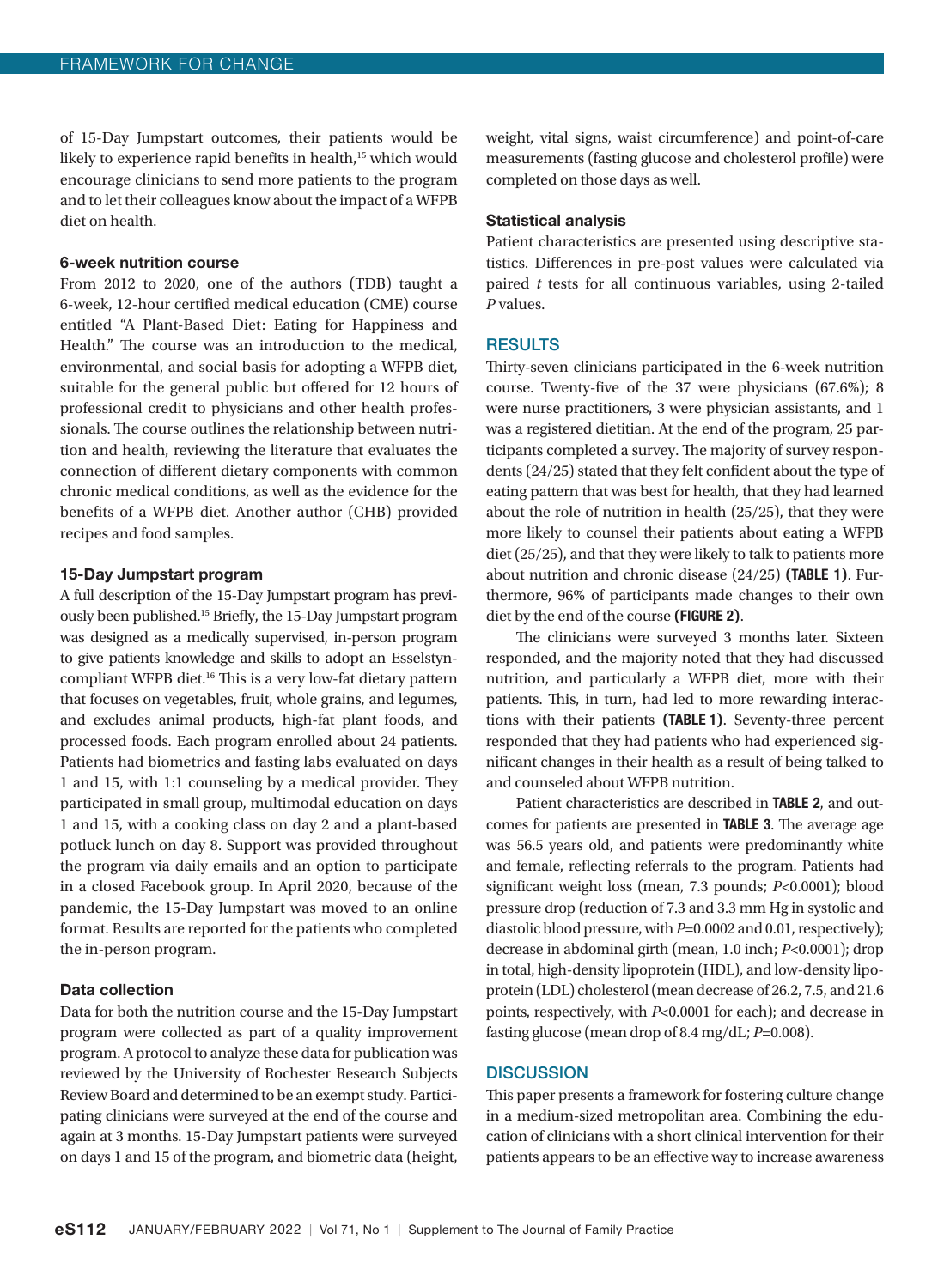of 15-Day Jumpstart outcomes, their patients would be likely to experience rapid benefits in health,[15] which would encourage clinicians to send more patients to the program and to let their colleagues know about the impact of a WFPB diet on health.

### 6-week nutrition course

From 2012 to 2020, one of the authors (TDB) taught a 6-week, 12-hour certified medical education (CME) course entitled "A Plant-Based Diet: Eating for Happiness and Health." The course was an introduction to the medical, environmental, and social basis for adopting a WFPB diet, suitable for the general public but offered for 12 hours of professional credit to physicians and other health professionals. The course outlines the relationship between nutrition and health, reviewing the literature that evaluates the connection of different dietary components with common chronic medical conditions, as well as the evidence for the benefits of a WFPB diet. Another author (CHB) provided recipes and food samples.

### 15-Day Jumpstart program

A full description of the 15-Day Jumpstart program has previously been published.[15] Briefly, the 15-Day Jumpstart program was designed as a medically supervised, in-person program to give patients knowledge and skills to adopt an Esselstyn-compliant WFPB diet.[16] This is a very low-fat dietary pattern that focuses on vegetables, fruit, whole grains, and legumes, and excludes animal products, high-fat plant foods, and processed foods. Each program enrolled about 24 patients. Patients had biometrics and fasting labs evaluated on days 1 and 15, with 1:1 counseling by a medical provider. They participated in small group, multimodal education on days 1 and 15, with a cooking class on day 2 and a plant-based potluck lunch on day 8. Support was provided throughout the program via daily emails and an option to participate in a closed Facebook group. In April 2020, because of the pandemic, the 15-Day Jumpstart was moved to an online format. Results are reported for the patients who completed the in-person program.

### Data collection

Data for both the nutrition course and the 15-Day Jumpstart program were collected as part of a quality improvement program. A protocol to analyze these data for publication was reviewed by the University of Rochester Research Subjects Review Board and determined to be an exempt study. Participating clinicians were surveyed at the end of the course and again at 3 months. 15-Day Jumpstart patients were surveyed on days 1 and 15 of the program, and biometric data (height, weight, vital signs, waist circumference) and point-of-care measurements (fasting glucose and cholesterol profile) were completed on those days as well.

### Statistical analysis

Patient characteristics are presented using descriptive statistics. Differences in pre-post values were calculated via paired *t* tests for all continuous variables, using 2-tailed *P* values.

## RESULTS

Thirty-seven clinicians participated in the 6-week nutrition course. Twenty-five of the 37 were physicians (67.6%); 8 were nurse practitioners, 3 were physician assistants, and 1 was a registered dietitian. At the end of the program, 25 participants completed a survey. The majority of survey respondents (24/25) stated that they felt confident about the type of eating pattern that was best for health, that they had learned about the role of nutrition in health (25/25), that they were more likely to counsel their patients about eating a WFPB diet (25/25), and that they were likely to talk to patients more about nutrition and chronic disease (24/25) **(TABLE 1)**. Furthermore, 96% of participants made changes to their own diet by the end of the course **(FIGURE 2)**.

The clinicians were surveyed 3 months later. Sixteen responded, and the majority noted that they had discussed nutrition, and particularly a WFPB diet, more with their patients. This, in turn, had led to more rewarding interactions with their patients **(TABLE 1)**. Seventy-three percent responded that they had patients who had experienced significant changes in their health as a result of being talked to and counseled about WFPB nutrition.

Patient characteristics are described in **TABLE 2**, and outcomes for patients are presented in **TABLE 3**. The average age was 56.5 years old, and patients were predominantly white and female, reflecting referrals to the program. Patients had significant weight loss (mean, 7.3 pounds; $P<0.0001$); blood pressure drop (reduction of 7.3 and 3.3 mm Hg in systolic and diastolic blood pressure, with $P=0.0002$ and 0.01, respectively); decrease in abdominal girth (mean, 1.0 inch; $P<0.0001$); drop in total, high-density lipoprotein (HDL), and low-density lipoprotein (LDL) cholesterol (mean decrease of 26.2, 7.5, and 21.6 points, respectively, with $P<0.0001$ for each); and decrease in fasting glucose (mean drop of 8.4 mg/dL; $P=0.008$).

## DISCUSSION

This paper presents a framework for fostering culture change in a medium-sized metropolitan area. Combining the education of clinicians with a short clinical intervention for their patients appears to be an effective way to increase awareness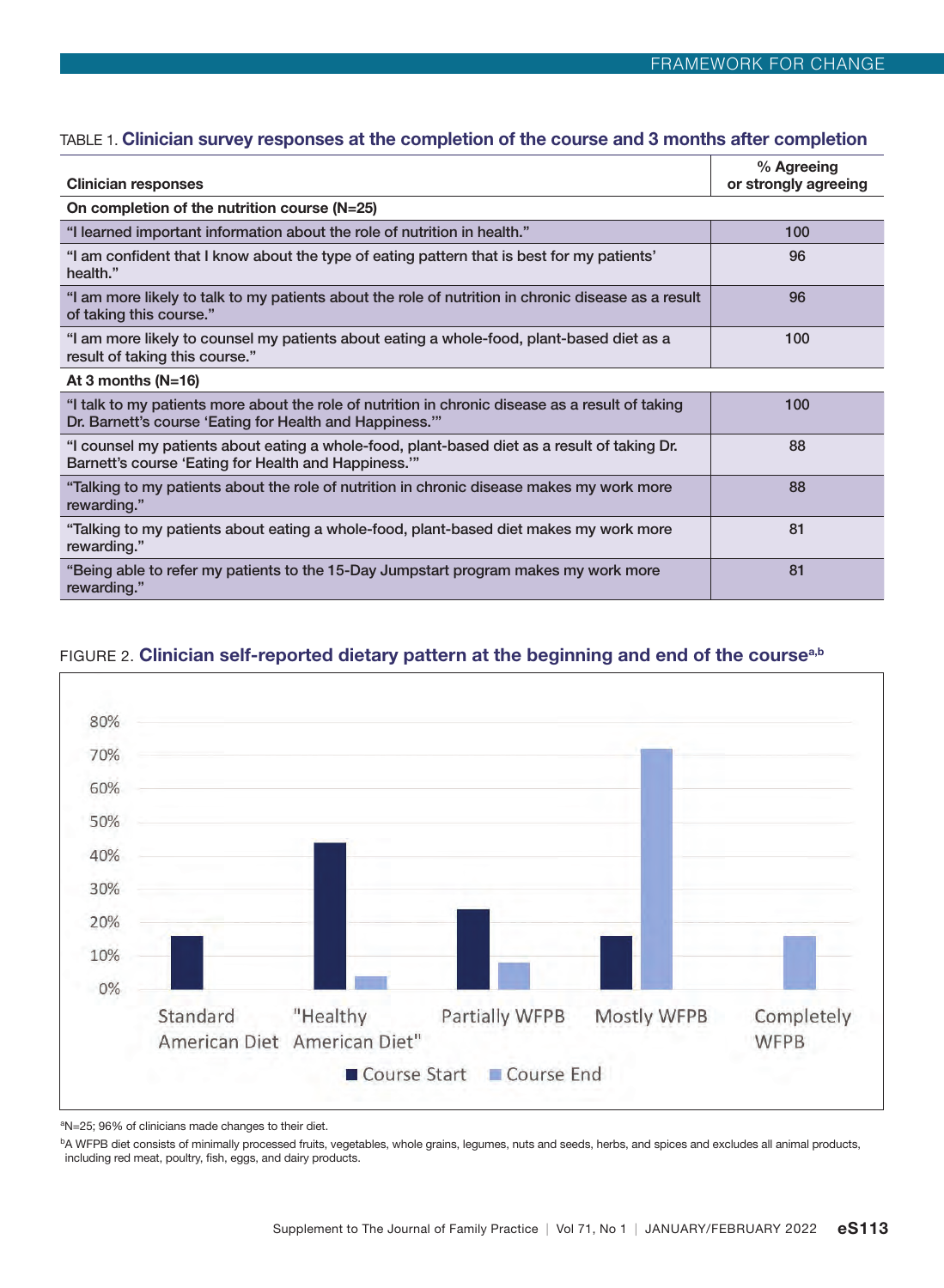TABLE 1. **Clinician survey responses at the completion of the course and 3 months after completion**

| Clinician responses | % Agreeing or strongly agreeing |
|---|---|
| **On completion of the nutrition course (N=25)** | |
| "I learned important information about the role of nutrition in health." | 100 |
| "I am confident that I know about the type of eating pattern that is best for my patients' health." | 96 |
| "I am more likely to talk to my patients about the role of nutrition in chronic disease as a result of taking this course." | 96 |
| "I am more likely to counsel my patients about eating a whole-food, plant-based diet as a result of taking this course." | 100 |
| **At 3 months (N=16)** | |
| "I talk to my patients more about the role of nutrition in chronic disease as a result of taking Dr. Barnett's course 'Eating for Health and Happiness.'" | 100 |
| "I counsel my patients about eating a whole-food, plant-based diet as a result of taking Dr. Barnett's course 'Eating for Health and Happiness.'" | 88 |
| "Talking to my patients about the role of nutrition in chronic disease makes my work more rewarding." | 88 |
| "Talking to my patients about eating a whole-food, plant-based diet makes my work more rewarding." | 81 |
| "Being able to refer my patients to the 15-Day Jumpstart program makes my work more rewarding." | 81 |

FIGURE 2. **Clinician self-reported dietary pattern at the beginning and end of the course[a,b]**

80%
70%
60%
50%
40%
30%
20%
10%
0%

Standard American Diet
"Healthy American Diet"
Partially WFPB
Mostly WFPB
Completely WFPB

Course Start
Course End

[a]N=25; 96% of clinicians made changes to their diet.

[b]A WFPB diet consists of minimally processed fruits, vegetables, whole grains, legumes, nuts and seeds, herbs, and spices and excludes all animal products, including red meat, poultry, fish, eggs, and dairy products.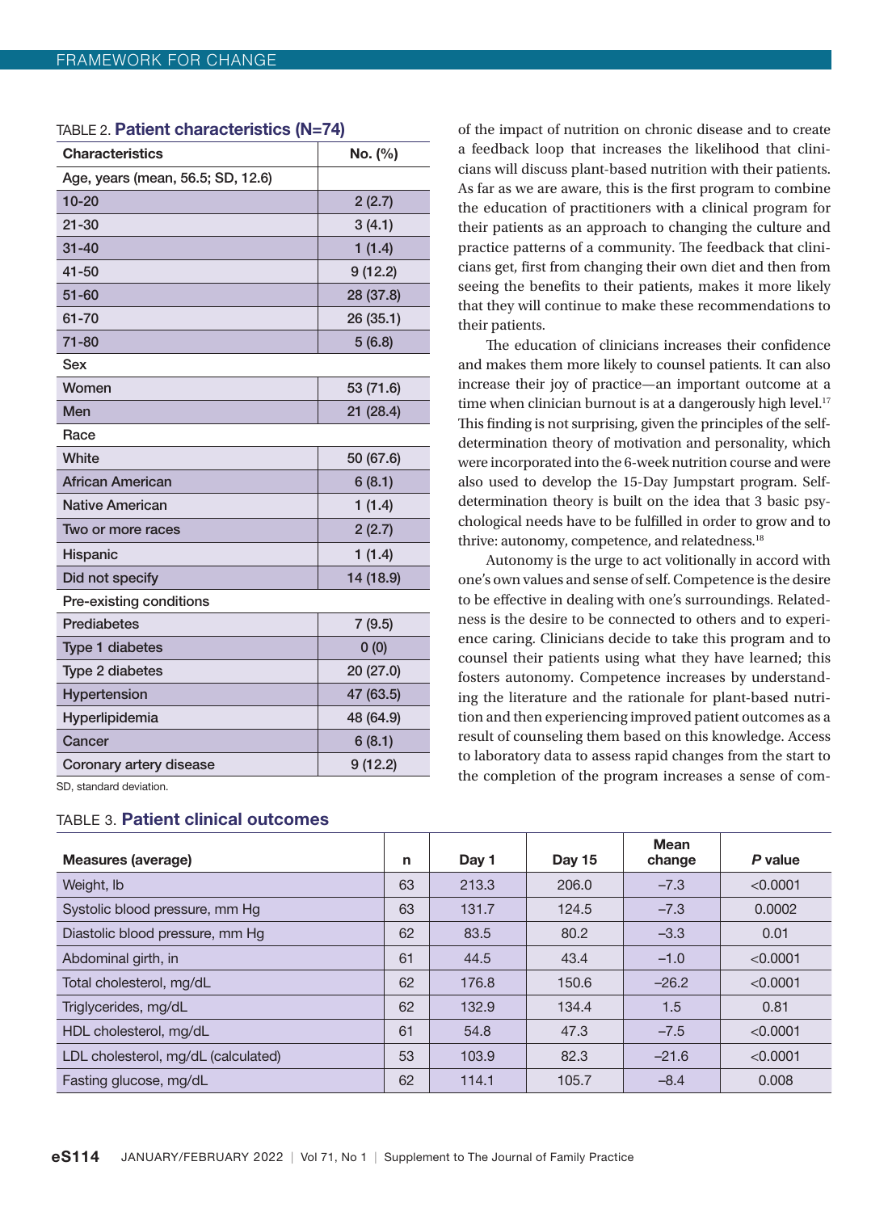TABLE 2. **Patient characteristics (N=74)**

| Characteristics | No. (%) |
|---|---|
| Age, years (mean, 56.5; SD, 12.6) | |
| 10-20 | 2 (2.7) |
| 21-30 | 3 (4.1) |
| 31-40 | 1 (1.4) |
| 41-50 | 9 (12.2) |
| 51-60 | 28 (37.8) |
| 61-70 | 26 (35.1) |
| 71-80 | 5 (6.8) |
| Sex | |
| Women | 53 (71.6) |
| Men | 21 (28.4) |
| Race | |
| White | 50 (67.6) |
| African American | 6 (8.1) |
| Native American | 1 (1.4) |
| Two or more races | 2 (2.7) |
| Hispanic | 1 (1.4) |
| Did not specify | 14 (18.9) |
| Pre-existing conditions | |
| Prediabetes | 7 (9.5) |
| Type 1 diabetes | 0 (0) |
| Type 2 diabetes | 20 (27.0) |
| Hypertension | 47 (63.5) |
| Hyperlipidemia | 48 (64.9) |
| Cancer | 6 (8.1) |
| Coronary artery disease | 9 (12.2) |

SD, standard deviation.

of the impact of nutrition on chronic disease and to create a feedback loop that increases the likelihood that clinicians will discuss plant-based nutrition with their patients. As far as we are aware, this is the first program to combine the education of practitioners with a clinical program for their patients as an approach to changing the culture and practice patterns of a community. The feedback that clinicians get, first from changing their own diet and then from seeing the benefits to their patients, makes it more likely that they will continue to make these recommendations to their patients.

The education of clinicians increases their confidence and makes them more likely to counsel patients. It can also increase their joy of practice—an important outcome at a time when clinician burnout is at a dangerously high level.[17] This finding is not surprising, given the principles of the self-determination theory of motivation and personality, which were incorporated into the 6-week nutrition course and were also used to develop the 15-Day Jumpstart program. Self-determination theory is built on the idea that 3 basic psychological needs have to be fulfilled in order to grow and to thrive: autonomy, competence, and relatedness.[18]

Autonomy is the urge to act volitionally in accord with one's own values and sense of self. Competence is the desire to be effective in dealing with one's surroundings. Relatedness is the desire to be connected to others and to experience caring. Clinicians decide to take this program and to counsel their patients using what they have learned; this fosters autonomy. Competence increases by understanding the literature and the rationale for plant-based nutrition and then experiencing improved patient outcomes as a result of counseling them based on this knowledge. Access to laboratory data to assess rapid changes from the start to the completion of the program increases a sense of com-

TABLE 3. **Patient clinical outcomes**

| Measures (average) | n | Day 1 | Day 15 | Mean change | *P* value |
|---|---|---|---|---|---|
| Weight, lb | 63 | 213.3 | 206.0 | –7.3 | <0.0001 |
| Systolic blood pressure, mm Hg | 63 | 131.7 | 124.5 | –7.3 | 0.0002 |
| Diastolic blood pressure, mm Hg | 62 | 83.5 | 80.2 | –3.3 | 0.01 |
| Abdominal girth, in | 61 | 44.5 | 43.4 | –1.0 | <0.0001 |
| Total cholesterol, mg/dL | 62 | 176.8 | 150.6 | –26.2 | <0.0001 |
| Triglycerides, mg/dL | 62 | 132.9 | 134.4 | 1.5 | 0.81 |
| HDL cholesterol, mg/dL | 61 | 54.8 | 47.3 | –7.5 | <0.0001 |
| LDL cholesterol, mg/dL (calculated) | 53 | 103.9 | 82.3 | –21.6 | <0.0001 |
| Fasting glucose, mg/dL | 62 | 114.1 | 105.7 | –8.4 | 0.008 |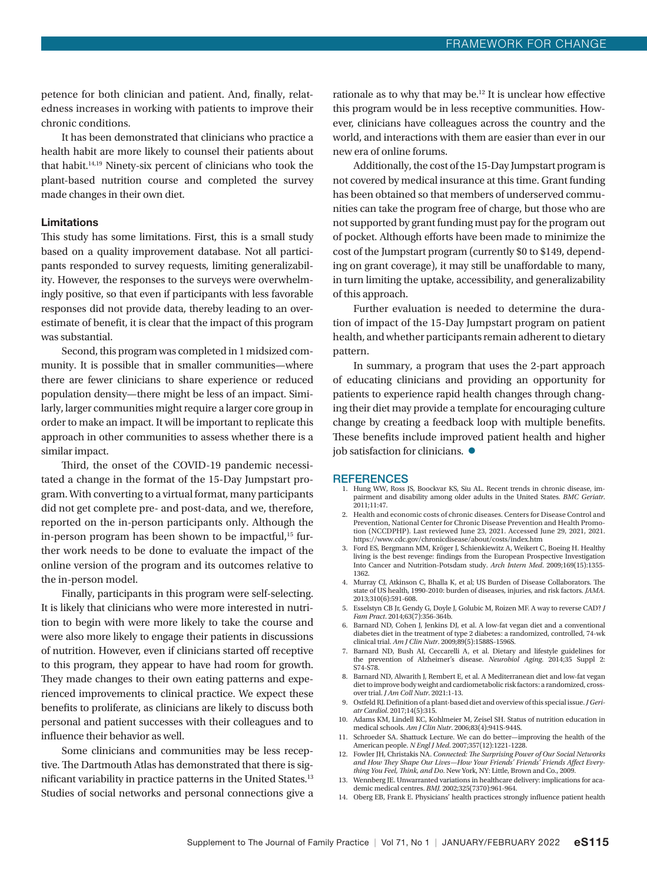petence for both clinician and patient. And, finally, relatedness increases in working with patients to improve their chronic conditions.

It has been demonstrated that clinicians who practice a health habit are more likely to counsel their patients about that habit.[14,19] Ninety-six percent of clinicians who took the plant-based nutrition course and completed the survey made changes in their own diet.

### Limitations

This study has some limitations. First, this is a small study based on a quality improvement database. Not all participants responded to survey requests, limiting generalizability. However, the responses to the surveys were overwhelmingly positive, so that even if participants with less favorable responses did not provide data, thereby leading to an overestimate of benefit, it is clear that the impact of this program was substantial.

Second, this program was completed in 1 midsized community. It is possible that in smaller communities—where there are fewer clinicians to share experience or reduced population density—there might be less of an impact. Similarly, larger communities might require a larger core group in order to make an impact. It will be important to replicate this approach in other communities to assess whether there is a similar impact.

Third, the onset of the COVID-19 pandemic necessitated a change in the format of the 15-Day Jumpstart program. With converting to a virtual format, many participants did not get complete pre- and post-data, and we, therefore, reported on the in-person participants only. Although the in-person program has been shown to be impactful,[15] further work needs to be done to evaluate the impact of the online version of the program and its outcomes relative to the in-person model.

Finally, participants in this program were self-selecting. It is likely that clinicians who were more interested in nutrition to begin with were more likely to take the course and were also more likely to engage their patients in discussions of nutrition. However, even if clinicians started off receptive to this program, they appear to have had room for growth. They made changes to their own eating patterns and experienced improvements to clinical practice. We expect these benefits to proliferate, as clinicians are likely to discuss both personal and patient successes with their colleagues and to influence their behavior as well.

Some clinicians and communities may be less receptive. The Dartmouth Atlas has demonstrated that there is significant variability in practice patterns in the United States.[13] Studies of social networks and personal connections give a rationale as to why that may be.[12] It is unclear how effective this program would be in less receptive communities. However, clinicians have colleagues across the country and the world, and interactions with them are easier than ever in our new era of online forums.

Additionally, the cost of the 15-Day Jumpstart program is not covered by medical insurance at this time. Grant funding has been obtained so that members of underserved communities can take the program free of charge, but those who are not supported by grant funding must pay for the program out of pocket. Although efforts have been made to minimize the cost of the Jumpstart program (currently $0 to $149, depending on grant coverage), it may still be unaffordable to many, in turn limiting the uptake, accessibility, and generalizability of this approach.

Further evaluation is needed to determine the duration of impact of the 15-Day Jumpstart program on patient health, and whether participants remain adherent to dietary pattern.

In summary, a program that uses the 2-part approach of educating clinicians and providing an opportunity for patients to experience rapid health changes through changing their diet may provide a template for encouraging culture change by creating a feedback loop with multiple benefits. These benefits include improved patient health and higher job satisfaction for clinicians. ●

## REFERENCES

1. Hung WW, Ross JS, Boockvar KS, Siu AL. Recent trends in chronic disease, impairment and disability among older adults in the United States. *BMC Geriatr.* 2011;11:47.
2. Health and economic costs of chronic diseases. Centers for Disease Control and Prevention, National Center for Chronic Disease Prevention and Health Promotion (NCCDPHP). Last reviewed June 23, 2021. Accessed June 29, 2021, 2021. https://www.cdc.gov/chronicdisease/about/costs/index.htm
3. Ford ES, Bergmann MM, Kröger J, Schienkiewitz A, Weikert C, Boeing H. Healthy living is the best revenge: findings from the European Prospective Investigation Into Cancer and Nutrition-Potsdam study. *Arch Intern Med.* 2009;169(15):1355-1362.
4. Murray CJ, Atkinson C, Bhalla K, et al; US Burden of Disease Collaborators. The state of US health, 1990-2010: burden of diseases, injuries, and risk factors. *JAMA.* 2013;310(6):591-608.
5. Esselstyn CB Jr, Gendy G, Doyle J, Golubic M, Roizen MF. A way to reverse CAD? *J Fam Pract.* 2014;63(7):356-364b.
6. Barnard ND, Cohen J, Jenkins DJ, et al. A low-fat vegan diet and a conventional diabetes diet in the treatment of type 2 diabetes: a randomized, controlled, 74-wk clinical trial. *Am J Clin Nutr.* 2009;89(5):1588S-1596S.
7. Barnard ND, Bush AI, Ceccarelli A, et al. Dietary and lifestyle guidelines for the prevention of Alzheimer's disease. *Neurobiol Aging.* 2014;35 Suppl 2: S74-S78.
8. Barnard ND, Alwarith J, Rembert E, et al. A Mediterranean diet and low-fat vegan diet to improve body weight and cardiometabolic risk factors: a randomized, crossover trial. *J Am Coll Nutr.* 2021:1-13.
9. Ostfeld RJ. Definition of a plant-based diet and overview of this special issue. *J Geriatr Cardiol.* 2017;14(5):315.
10. Adams KM, Lindell KC, Kohlmeier M, Zeisel SH. Status of nutrition education in medical schools. *Am J Clin Nutr.* 2006;83(4):941S-944S.
11. Schroeder SA. Shattuck Lecture. We can do better—improving the health of the American people. *N Engl J Med.* 2007;357(12):1221-1228.
12. Fowler JH, Christakis NA. *Connected: The Surprising Power of Our Social Networks and How They Shape Our Lives—How Your Friends' Friends' Friends Affect Everything You Feel, Think, and Do.* New York, NY: Little, Brown and Co., 2009.
13. Wennberg JE. Unwarranted variations in healthcare delivery: implications for academic medical centres. *BMJ.* 2002;325(7370):961-964.
14. Oberg EB, Frank E. Physicians' health practices strongly influence patient health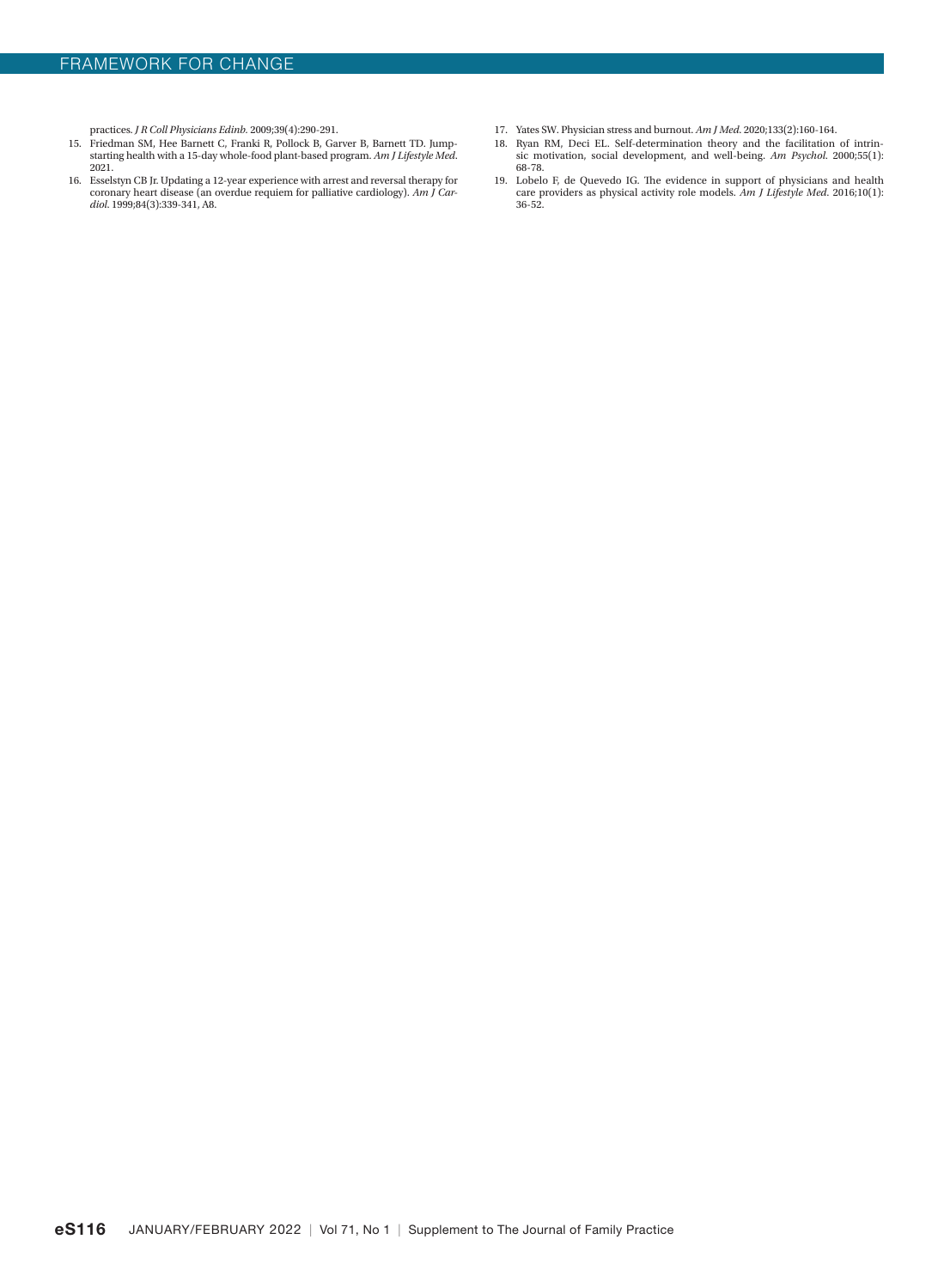practices. *J R Coll Physicians Edinb.* 2009;39(4):290-291.

15. Friedman SM, Hee Barnett C, Franki R, Pollock B, Garver B, Barnett TD. Jump-starting health with a 15-day whole-food plant-based program. *Am J Lifestyle Med.* 2021.
16. Esselstyn CB Jr. Updating a 12-year experience with arrest and reversal therapy for coronary heart disease (an overdue requiem for palliative cardiology). *Am J Cardiol.* 1999;84(3):339-341, A8.
17. Yates SW. Physician stress and burnout. *Am J Med.* 2020;133(2):160-164.
18. Ryan RM, Deci EL. Self-determination theory and the facilitation of intrinsic motivation, social development, and well-being. *Am Psychol.* 2000;55(1):68-78.
19. Lobelo F, de Quevedo IG. The evidence in support of physicians and health care providers as physical activity role models. *Am J Lifestyle Med.* 2016;10(1):36-52.